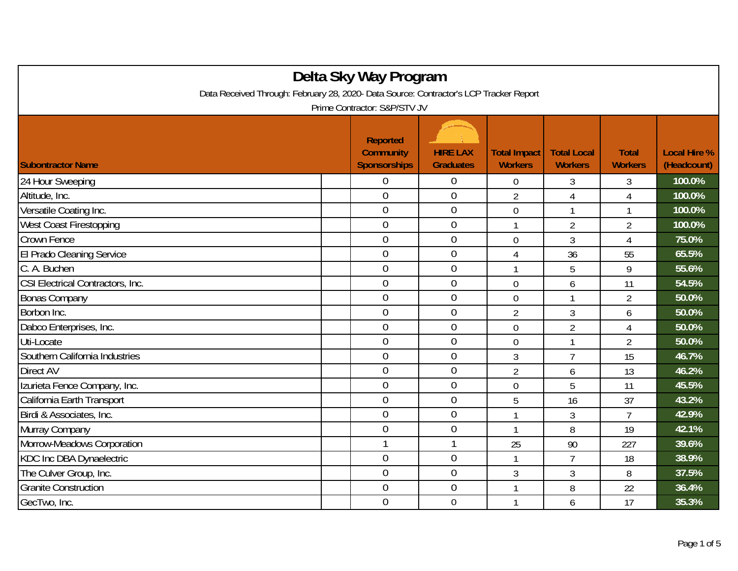# Delta Sky Way Program

Data Received Through: February 28, 2020- Data Source: Contractor's LCP Tracker Report

Prime Contractor: S&P/STV JV

| Subontractor Name | | Reported Community Sponsorships | HIRE LAX Graduates | Total Impact Workers | Total Local Workers | Total Workers | Local Hire % (Headcount) |
|---|---|---|---|---|---|---|---|
| 24 Hour Sweeping | | 0 | 0 | 0 | 3 | 3 | 100.0% |
| Altitude, Inc. | | 0 | 0 | 2 | 4 | 4 | 100.0% |
| Versatile Coating Inc. | | 0 | 0 | 0 | 1 | 1 | 100.0% |
| West Coast Firestopping | | 0 | 0 | 1 | 2 | 2 | 100.0% |
| Crown Fence | | 0 | 0 | 0 | 3 | 4 | 75.0% |
| El Prado Cleaning Service | | 0 | 0 | 4 | 36 | 55 | 65.5% |
| C. A. Buchen | | 0 | 0 | 1 | 5 | 9 | 55.6% |
| CSI Electrical Contractors, Inc. | | 0 | 0 | 0 | 6 | 11 | 54.5% |
| Bonas Company | | 0 | 0 | 0 | 1 | 2 | 50.0% |
| Borbon Inc. | | 0 | 0 | 2 | 3 | 6 | 50.0% |
| Dabco Enterprises, Inc. | | 0 | 0 | 0 | 2 | 4 | 50.0% |
| Uti-Locate | | 0 | 0 | 0 | 1 | 2 | 50.0% |
| Southern California Industries | | 0 | 0 | 3 | 7 | 15 | 46.7% |
| Direct AV | | 0 | 0 | 2 | 6 | 13 | 46.2% |
| Izurieta Fence Company, Inc. | | 0 | 0 | 0 | 5 | 11 | 45.5% |
| California Earth Transport | | 0 | 0 | 5 | 16 | 37 | 43.2% |
| Birdi & Associates, Inc. | | 0 | 0 | 1 | 3 | 7 | 42.9% |
| Murray Company | | 0 | 0 | 1 | 8 | 19 | 42.1% |
| Morrow-Meadows Corporation | | 1 | 1 | 25 | 90 | 227 | 39.6% |
| KDC Inc DBA Dynaelectric | | 0 | 0 | 1 | 7 | 18 | 38.9% |
| The Culver Group, Inc. | | 0 | 0 | 3 | 3 | 8 | 37.5% |
| Granite Construction | | 0 | 0 | 1 | 8 | 22 | 36.4% |
| GecTwo, Inc. | | 0 | 0 | 1 | 6 | 17 | 35.3% |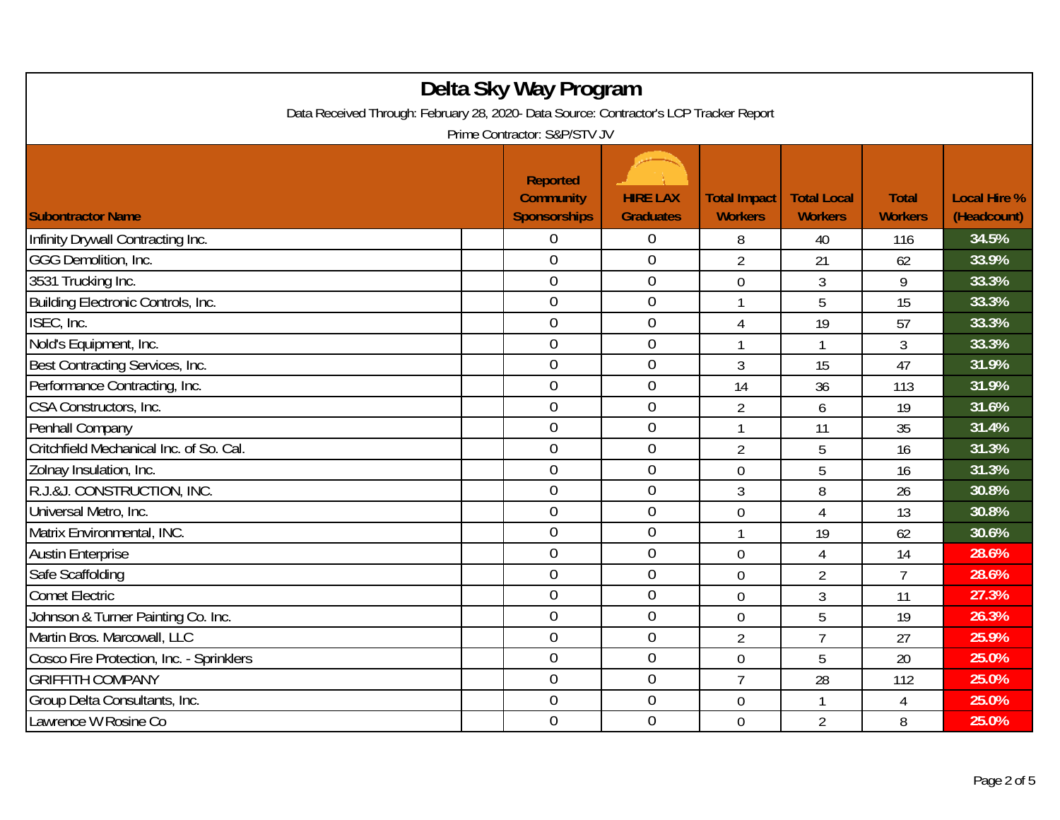# Delta Sky Way Program

Data Received Through: February 28, 2020- Data Source: Contractor's LCP Tracker Report

Prime Contractor: S&P/STV JV

| Subontractor Name | Reported Community Sponsorships | HIRE LAX Graduates | Total Impact Workers | Total Local Workers | Total Workers | Local Hire % (Headcount) |
|---|---|---|---|---|---|---|
| Infinity Drywall Contracting Inc. | 0 | 0 | 8 | 40 | 116 | 34.5% |
| GGG Demolition, Inc. | 0 | 0 | 2 | 21 | 62 | 33.9% |
| 3531 Trucking Inc. | 0 | 0 | 0 | 3 | 9 | 33.3% |
| Building Electronic Controls, Inc. | 0 | 0 | 1 | 5 | 15 | 33.3% |
| ISEC, Inc. | 0 | 0 | 4 | 19 | 57 | 33.3% |
| Nold's Equipment, Inc. | 0 | 0 | 1 | 1 | 3 | 33.3% |
| Best Contracting Services, Inc. | 0 | 0 | 3 | 15 | 47 | 31.9% |
| Performance Contracting, Inc. | 0 | 0 | 14 | 36 | 113 | 31.9% |
| CSA Constructors, Inc. | 0 | 0 | 2 | 6 | 19 | 31.6% |
| Penhall Company | 0 | 0 | 1 | 11 | 35 | 31.4% |
| Critchfield Mechanical Inc. of So. Cal. | 0 | 0 | 2 | 5 | 16 | 31.3% |
| Zolnay Insulation, Inc. | 0 | 0 | 0 | 5 | 16 | 31.3% |
| R.J.&J. CONSTRUCTION, INC. | 0 | 0 | 3 | 8 | 26 | 30.8% |
| Universal Metro, Inc. | 0 | 0 | 0 | 4 | 13 | 30.8% |
| Matrix Environmental, INC. | 0 | 0 | 1 | 19 | 62 | 30.6% |
| Austin Enterprise | 0 | 0 | 0 | 4 | 14 | 28.6% |
| Safe Scaffolding | 0 | 0 | 0 | 2 | 7 | 28.6% |
| Comet Electric | 0 | 0 | 0 | 3 | 11 | 27.3% |
| Johnson & Turner Painting Co. Inc. | 0 | 0 | 0 | 5 | 19 | 26.3% |
| Martin Bros. Marcowall, LLC | 0 | 0 | 2 | 7 | 27 | 25.9% |
| Cosco Fire Protection, Inc. - Sprinklers | 0 | 0 | 0 | 5 | 20 | 25.0% |
| GRIFFITH COMPANY | 0 | 0 | 7 | 28 | 112 | 25.0% |
| Group Delta Consultants, Inc. | 0 | 0 | 0 | 1 | 4 | 25.0% |
| Lawrence W Rosine Co | 0 | 0 | 0 | 2 | 8 | 25.0% |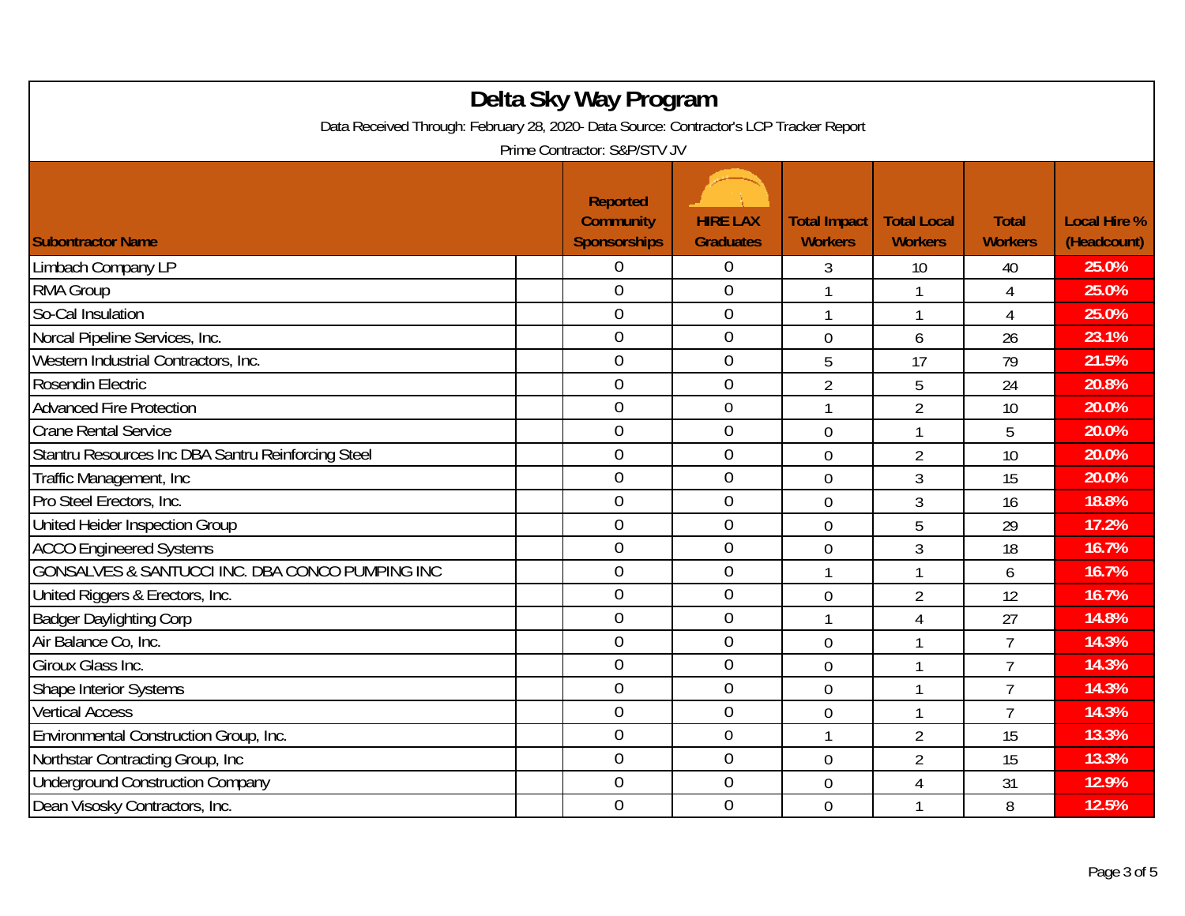# Delta Sky Way Program

Data Received Through: February 28, 2020- Data Source: Contractor's LCP Tracker Report

Prime Contractor: S&P/STV JV

| Subontractor Name | Reported Community Sponsorships | HIRE LAX Graduates | Total Impact Workers | Total Local Workers | Total Workers | Local Hire % (Headcount) |
|---|---|---|---|---|---|---|
| Limbach Company LP | 0 | 0 | 3 | 10 | 40 | 25.0% |
| RMA Group | 0 | 0 | 1 | 1 | 4 | 25.0% |
| So-Cal Insulation | 0 | 0 | 1 | 1 | 4 | 25.0% |
| Norcal Pipeline Services, Inc. | 0 | 0 | 0 | 6 | 26 | 23.1% |
| Western Industrial Contractors, Inc. | 0 | 0 | 5 | 17 | 79 | 21.5% |
| Rosendin Electric | 0 | 0 | 2 | 5 | 24 | 20.8% |
| Advanced Fire Protection | 0 | 0 | 1 | 2 | 10 | 20.0% |
| Crane Rental Service | 0 | 0 | 0 | 1 | 5 | 20.0% |
| Stantru Resources Inc DBA Santru Reinforcing Steel | 0 | 0 | 0 | 2 | 10 | 20.0% |
| Traffic Management, Inc | 0 | 0 | 0 | 3 | 15 | 20.0% |
| Pro Steel Erectors, Inc. | 0 | 0 | 0 | 3 | 16 | 18.8% |
| United Heider Inspection Group | 0 | 0 | 0 | 5 | 29 | 17.2% |
| ACCO Engineered Systems | 0 | 0 | 0 | 3 | 18 | 16.7% |
| GONSALVES & SANTUCCI INC. DBA CONCO PUMPING INC | 0 | 0 | 1 | 1 | 6 | 16.7% |
| United Riggers & Erectors, Inc. | 0 | 0 | 0 | 2 | 12 | 16.7% |
| Badger Daylighting Corp | 0 | 0 | 1 | 4 | 27 | 14.8% |
| Air Balance Co, Inc. | 0 | 0 | 0 | 1 | 7 | 14.3% |
| Giroux Glass Inc. | 0 | 0 | 0 | 1 | 7 | 14.3% |
| Shape Interior Systems | 0 | 0 | 0 | 1 | 7 | 14.3% |
| Vertical Access | 0 | 0 | 0 | 1 | 7 | 14.3% |
| Environmental Construction Group, Inc. | 0 | 0 | 1 | 2 | 15 | 13.3% |
| Northstar Contracting Group, Inc | 0 | 0 | 0 | 2 | 15 | 13.3% |
| Underground Construction Company | 0 | 0 | 0 | 4 | 31 | 12.9% |
| Dean Visosky Contractors, Inc. | 0 | 0 | 0 | 1 | 8 | 12.5% |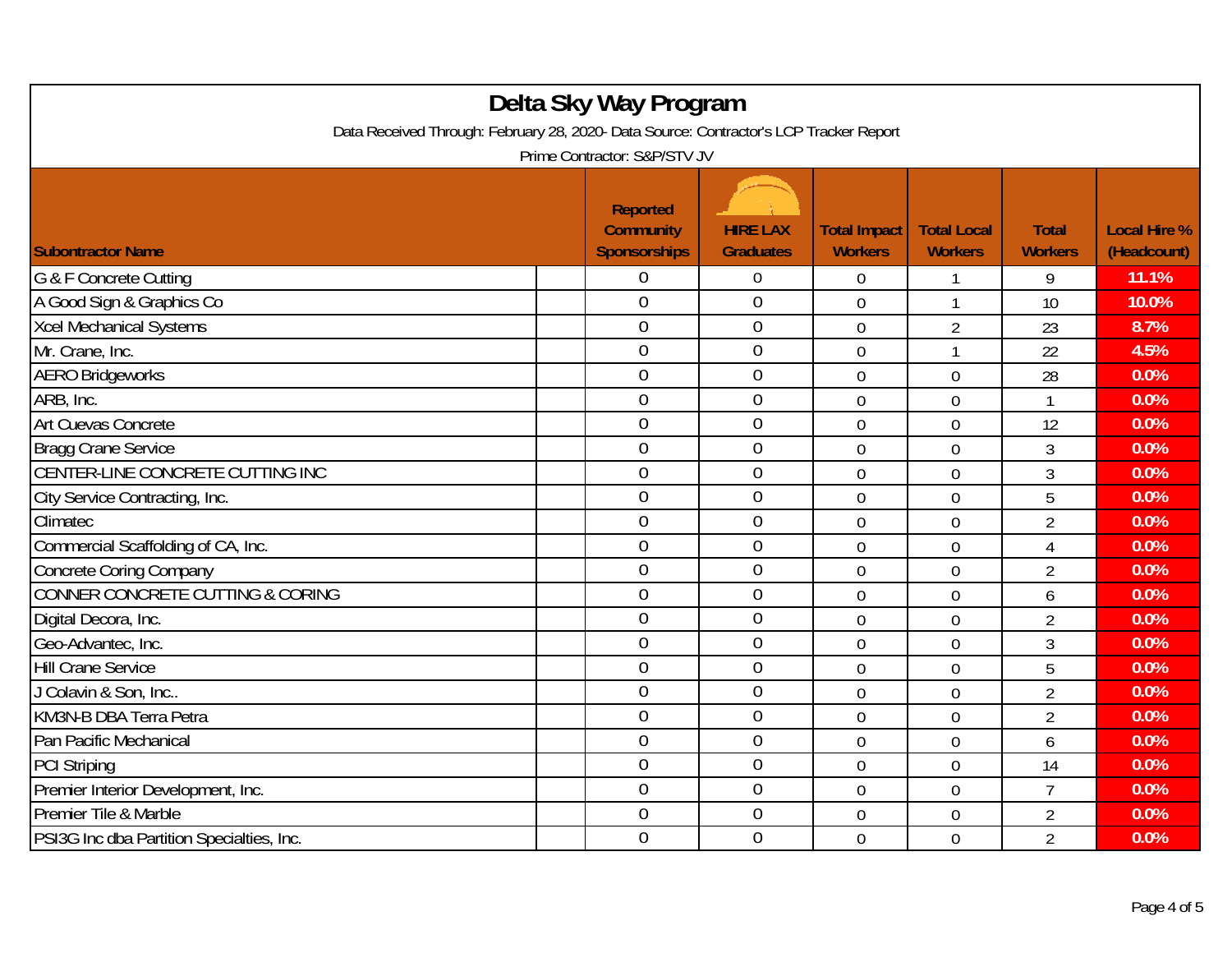# Delta Sky Way Program

Data Received Through: February 28, 2020- Data Source: Contractor's LCP Tracker Report

Prime Contractor: S&P/STV JV

| Subontractor Name | Reported Community Sponsorships | HIRE LAX Graduates | Total Impact Workers | Total Local Workers | Total Workers | Local Hire % (Headcount) |
|---|---|---|---|---|---|---|
| G & F Concrete Cutting | 0 | 0 | 0 | 1 | 9 | 11.1% |
| A Good Sign & Graphics Co | 0 | 0 | 0 | 1 | 10 | 10.0% |
| Xcel Mechanical Systems | 0 | 0 | 0 | 2 | 23 | 8.7% |
| Mr. Crane, Inc. | 0 | 0 | 0 | 1 | 22 | 4.5% |
| AERO Bridgeworks | 0 | 0 | 0 | 0 | 28 | 0.0% |
| ARB, Inc. | 0 | 0 | 0 | 0 | 1 | 0.0% |
| Art Cuevas Concrete | 0 | 0 | 0 | 0 | 12 | 0.0% |
| Bragg Crane Service | 0 | 0 | 0 | 0 | 3 | 0.0% |
| CENTER-LINE CONCRETE CUTTING INC | 0 | 0 | 0 | 0 | 3 | 0.0% |
| City Service Contracting, Inc. | 0 | 0 | 0 | 0 | 5 | 0.0% |
| Climatec | 0 | 0 | 0 | 0 | 2 | 0.0% |
| Commercial Scaffolding of CA, Inc. | 0 | 0 | 0 | 0 | 4 | 0.0% |
| Concrete Coring Company | 0 | 0 | 0 | 0 | 2 | 0.0% |
| CONNER CONCRETE CUTTING & CORING | 0 | 0 | 0 | 0 | 6 | 0.0% |
| Digital Decora, Inc. | 0 | 0 | 0 | 0 | 2 | 0.0% |
| Geo-Advantec, Inc. | 0 | 0 | 0 | 0 | 3 | 0.0% |
| Hill Crane Service | 0 | 0 | 0 | 0 | 5 | 0.0% |
| J Colavin & Son, Inc.. | 0 | 0 | 0 | 0 | 2 | 0.0% |
| KM3N-B DBA Terra Petra | 0 | 0 | 0 | 0 | 2 | 0.0% |
| Pan Pacific Mechanical | 0 | 0 | 0 | 0 | 6 | 0.0% |
| PCI Striping | 0 | 0 | 0 | 0 | 14 | 0.0% |
| Premier Interior Development, Inc. | 0 | 0 | 0 | 0 | 7 | 0.0% |
| Premier Tile & Marble | 0 | 0 | 0 | 0 | 2 | 0.0% |
| PSI3G Inc dba Partition Specialties, Inc. | 0 | 0 | 0 | 0 | 2 | 0.0% |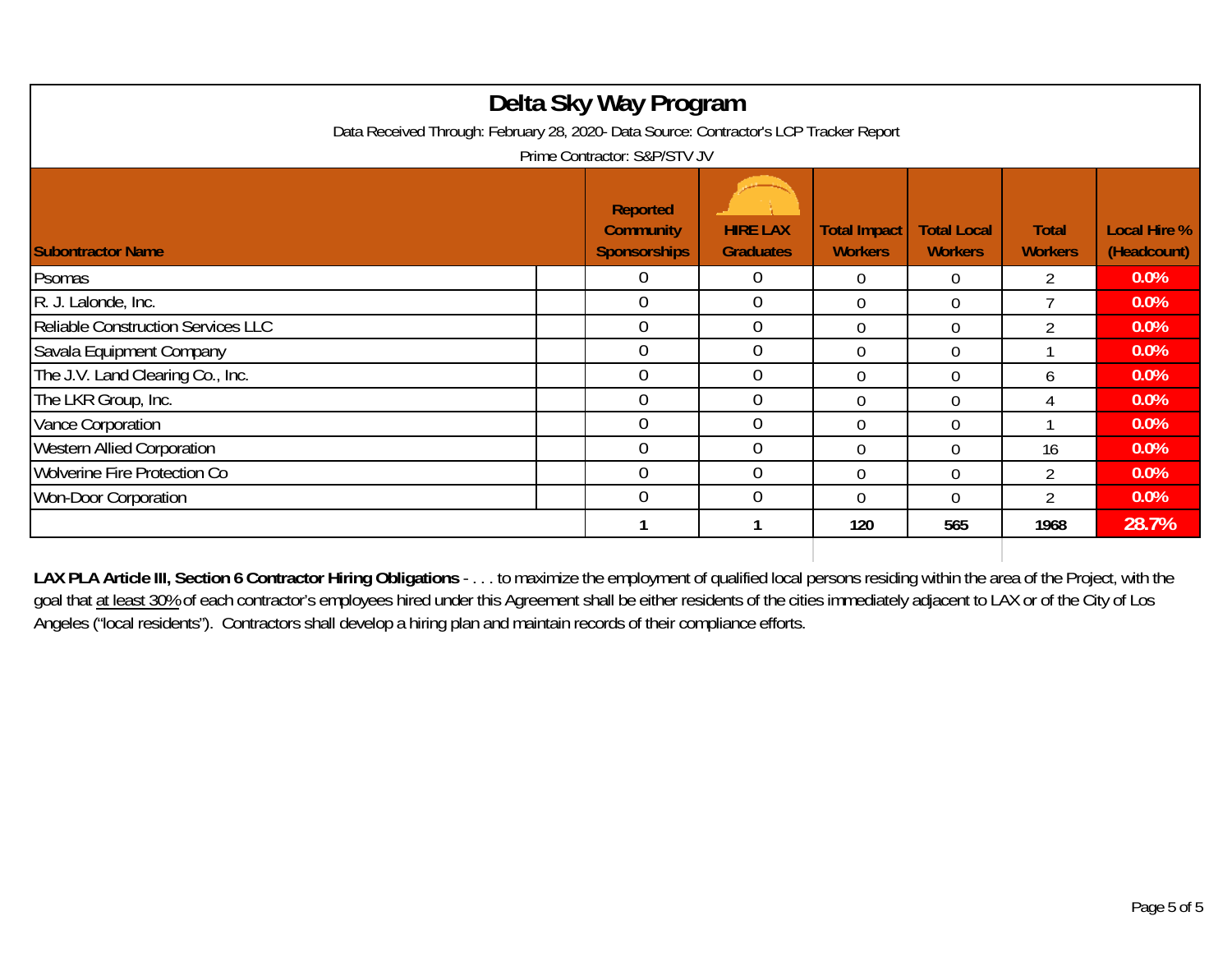# Delta Sky Way Program

Data Received Through: February 28, 2020- Data Source: Contractor's LCP Tracker Report

Prime Contractor: S&P/STV JV

| Subontractor Name | | Reported Community Sponsorships | HIRE LAX Graduates | Total Impact Workers | Total Local Workers | Total Workers | Local Hire % (Headcount) |
|---|---|---|---|---|---|---|---|
| Psomas | | 0 | 0 | 0 | 0 | 2 | 0.0% |
| R. J. Lalonde, Inc. | | 0 | 0 | 0 | 0 | 7 | 0.0% |
| Reliable Construction Services LLC | | 0 | 0 | 0 | 0 | 2 | 0.0% |
| Savala Equipment Company | | 0 | 0 | 0 | 0 | 1 | 0.0% |
| The J.V. Land Clearing Co., Inc. | | 0 | 0 | 0 | 0 | 6 | 0.0% |
| The LKR Group, Inc. | | 0 | 0 | 0 | 0 | 4 | 0.0% |
| Vance Corporation | | 0 | 0 | 0 | 0 | 1 | 0.0% |
| Western Allied Corporation | | 0 | 0 | 0 | 0 | 16 | 0.0% |
| Wolverine Fire Protection Co | | 0 | 0 | 0 | 0 | 2 | 0.0% |
| Won-Door Corporation | | 0 | 0 | 0 | 0 | 2 | 0.0% |
| | | **1** | **1** | **120** | **565** | **1968** | **28.7%** |

**LAX PLA Article III, Section 6 Contractor Hiring Obligations** - . . . to maximize the employment of qualified local persons residing within the area of the Project, with the goal that at least 30% of each contractor's employees hired under this Agreement shall be either residents of the cities immediately adjacent to LAX or of the City of Los Angeles ("local residents"). Contractors shall develop a hiring plan and maintain records of their compliance efforts.